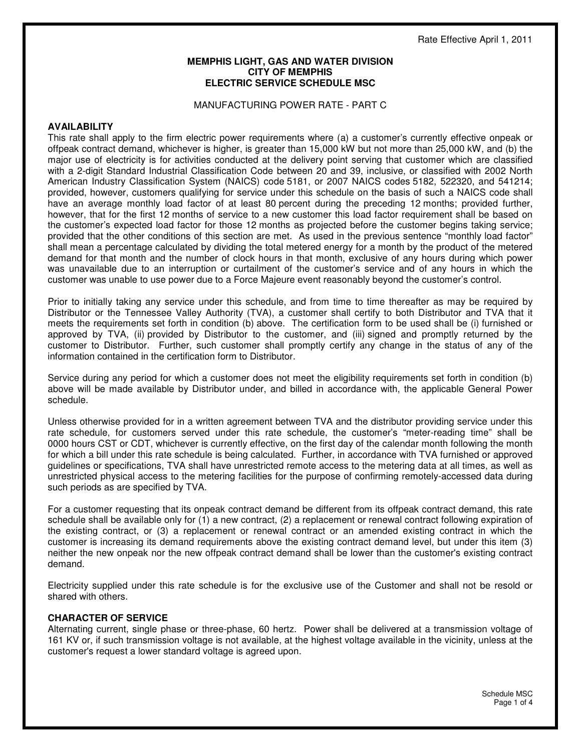Rate Effective April 1, 2011

**MEMPHIS LIGHT, GAS AND WATER DIVISION**
**CITY OF MEMPHIS**
**ELECTRIC SERVICE SCHEDULE MSC**

MANUFACTURING POWER RATE - PART C

## AVAILABILITY

This rate shall apply to the firm electric power requirements where (a) a customer's currently effective onpeak or offpeak contract demand, whichever is higher, is greater than 15,000 kW but not more than 25,000 kW, and (b) the major use of electricity is for activities conducted at the delivery point serving that customer which are classified with a 2-digit Standard Industrial Classification Code between 20 and 39, inclusive, or classified with 2002 North American Industry Classification System (NAICS) code 5181, or 2007 NAICS codes 5182, 522320, and 541214; provided, however, customers qualifying for service under this schedule on the basis of such a NAICS code shall have an average monthly load factor of at least 80 percent during the preceding 12 months; provided further, however, that for the first 12 months of service to a new customer this load factor requirement shall be based on the customer's expected load factor for those 12 months as projected before the customer begins taking service; provided that the other conditions of this section are met. As used in the previous sentence "monthly load factor" shall mean a percentage calculated by dividing the total metered energy for a month by the product of the metered demand for that month and the number of clock hours in that month, exclusive of any hours during which power was unavailable due to an interruption or curtailment of the customer's service and of any hours in which the customer was unable to use power due to a Force Majeure event reasonably beyond the customer's control.

Prior to initially taking any service under this schedule, and from time to time thereafter as may be required by Distributor or the Tennessee Valley Authority (TVA), a customer shall certify to both Distributor and TVA that it meets the requirements set forth in condition (b) above. The certification form to be used shall be (i) furnished or approved by TVA, (ii) provided by Distributor to the customer, and (iii) signed and promptly returned by the customer to Distributor. Further, such customer shall promptly certify any change in the status of any of the information contained in the certification form to Distributor.

Service during any period for which a customer does not meet the eligibility requirements set forth in condition (b) above will be made available by Distributor under, and billed in accordance with, the applicable General Power schedule.

Unless otherwise provided for in a written agreement between TVA and the distributor providing service under this rate schedule, for customers served under this rate schedule, the customer's "meter-reading time" shall be 0000 hours CST or CDT, whichever is currently effective, on the first day of the calendar month following the month for which a bill under this rate schedule is being calculated. Further, in accordance with TVA furnished or approved guidelines or specifications, TVA shall have unrestricted remote access to the metering data at all times, as well as unrestricted physical access to the metering facilities for the purpose of confirming remotely-accessed data during such periods as are specified by TVA.

For a customer requesting that its onpeak contract demand be different from its offpeak contract demand, this rate schedule shall be available only for (1) a new contract, (2) a replacement or renewal contract following expiration of the existing contract, or (3) a replacement or renewal contract or an amended existing contract in which the customer is increasing its demand requirements above the existing contract demand level, but under this item (3) neither the new onpeak nor the new offpeak contract demand shall be lower than the customer's existing contract demand.

Electricity supplied under this rate schedule is for the exclusive use of the Customer and shall not be resold or shared with others.

## CHARACTER OF SERVICE

Alternating current, single phase or three-phase, 60 hertz. Power shall be delivered at a transmission voltage of 161 KV or, if such transmission voltage is not available, at the highest voltage available in the vicinity, unless at the customer's request a lower standard voltage is agreed upon.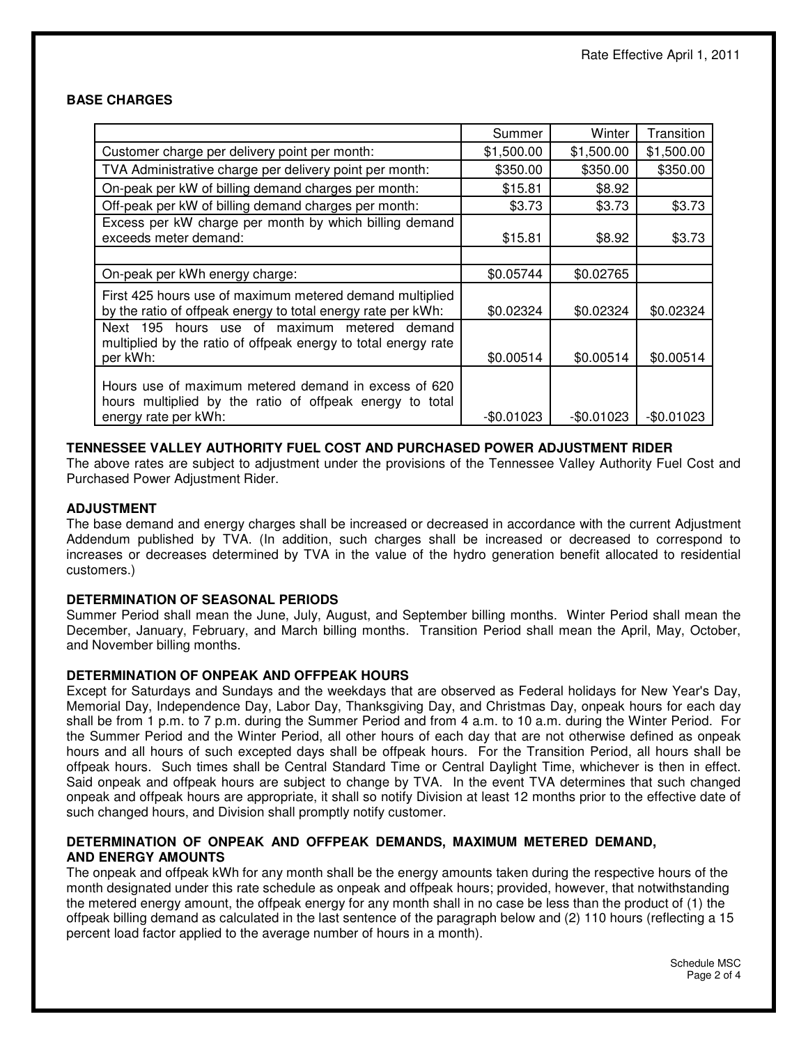Rate Effective April 1, 2011

**BASE CHARGES**

| | Summer | Winter | Transition |
|---|---|---|---|
| Customer charge per delivery point per month: | $1,500.00 | $1,500.00 | $1,500.00 |
| TVA Administrative charge per delivery point per month: | $350.00 | $350.00 | $350.00 |
| On-peak per kW of billing demand charges per month: | $15.81 | $8.92 | |
| Off-peak per kW of billing demand charges per month: | $3.73 | $3.73 | $3.73 |
| Excess per kW charge per month by which billing demand exceeds meter demand: | $15.81 | $8.92 | $3.73 |
| | | | |
| On-peak per kWh energy charge: | $0.05744 | $0.02765 | |
| First 425 hours use of maximum metered demand multiplied by the ratio of offpeak energy to total energy rate per kWh: | $0.02324 | $0.02324 | $0.02324 |
| Next 195 hours use of maximum metered demand multiplied by the ratio of offpeak energy to total energy rate per kWh: | $0.00514 | $0.00514 | $0.00514 |
| Hours use of maximum metered demand in excess of 620 hours multiplied by the ratio of offpeak energy to total energy rate per kWh: | -$0.01023 | -$0.01023 | -$0.01023 |

**TENNESSEE VALLEY AUTHORITY FUEL COST AND PURCHASED POWER ADJUSTMENT RIDER**

The above rates are subject to adjustment under the provisions of the Tennessee Valley Authority Fuel Cost and Purchased Power Adjustment Rider.

**ADJUSTMENT**

The base demand and energy charges shall be increased or decreased in accordance with the current Adjustment Addendum published by TVA. (In addition, such charges shall be increased or decreased to correspond to increases or decreases determined by TVA in the value of the hydro generation benefit allocated to residential customers.)

**DETERMINATION OF SEASONAL PERIODS**

Summer Period shall mean the June, July, August, and September billing months. Winter Period shall mean the December, January, February, and March billing months. Transition Period shall mean the April, May, October, and November billing months.

**DETERMINATION OF ONPEAK AND OFFPEAK HOURS**

Except for Saturdays and Sundays and the weekdays that are observed as Federal holidays for New Year's Day, Memorial Day, Independence Day, Labor Day, Thanksgiving Day, and Christmas Day, onpeak hours for each day shall be from 1 p.m. to 7 p.m. during the Summer Period and from 4 a.m. to 10 a.m. during the Winter Period. For the Summer Period and the Winter Period, all other hours of each day that are not otherwise defined as onpeak hours and all hours of such excepted days shall be offpeak hours. For the Transition Period, all hours shall be offpeak hours. Such times shall be Central Standard Time or Central Daylight Time, whichever is then in effect. Said onpeak and offpeak hours are subject to change by TVA. In the event TVA determines that such changed onpeak and offpeak hours are appropriate, it shall so notify Division at least 12 months prior to the effective date of such changed hours, and Division shall promptly notify customer.

**DETERMINATION OF ONPEAK AND OFFPEAK DEMANDS, MAXIMUM METERED DEMAND, AND ENERGY AMOUNTS**

The onpeak and offpeak kWh for any month shall be the energy amounts taken during the respective hours of the month designated under this rate schedule as onpeak and offpeak hours; provided, however, that notwithstanding the metered energy amount, the offpeak energy for any month shall in no case be less than the product of (1) the offpeak billing demand as calculated in the last sentence of the paragraph below and (2) 110 hours (reflecting a 15 percent load factor applied to the average number of hours in a month).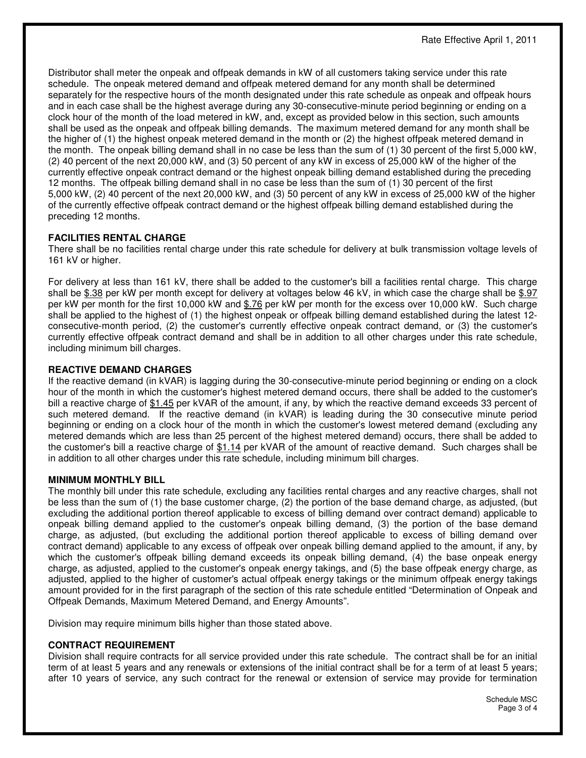Distributor shall meter the onpeak and offpeak demands in kW of all customers taking service under this rate schedule. The onpeak metered demand and offpeak metered demand for any month shall be determined separately for the respective hours of the month designated under this rate schedule as onpeak and offpeak hours and in each case shall be the highest average during any 30-consecutive-minute period beginning or ending on a clock hour of the month of the load metered in kW, and, except as provided below in this section, such amounts shall be used as the onpeak and offpeak billing demands. The maximum metered demand for any month shall be the higher of (1) the highest onpeak metered demand in the month or (2) the highest offpeak metered demand in the month. The onpeak billing demand shall in no case be less than the sum of (1) 30 percent of the first 5,000 kW, (2) 40 percent of the next 20,000 kW, and (3) 50 percent of any kW in excess of 25,000 kW of the higher of the currently effective onpeak contract demand or the highest onpeak billing demand established during the preceding 12 months. The offpeak billing demand shall in no case be less than the sum of (1) 30 percent of the first 5,000 kW, (2) 40 percent of the next 20,000 kW, and (3) 50 percent of any kW in excess of 25,000 kW of the higher of the currently effective offpeak contract demand or the highest offpeak billing demand established during the preceding 12 months.

**FACILITIES RENTAL CHARGE**

There shall be no facilities rental charge under this rate schedule for delivery at bulk transmission voltage levels of 161 kV or higher.

For delivery at less than 161 kV, there shall be added to the customer's bill a facilities rental charge. This charge shall be $.38 per kW per month except for delivery at voltages below 46 kV, in which case the charge shall be $.97 per kW per month for the first 10,000 kW and $.76 per kW per month for the excess over 10,000 kW. Such charge shall be applied to the highest of (1) the highest onpeak or offpeak billing demand established during the latest 12-consecutive-month period, (2) the customer's currently effective onpeak contract demand, or (3) the customer's currently effective offpeak contract demand and shall be in addition to all other charges under this rate schedule, including minimum bill charges.

**REACTIVE DEMAND CHARGES**

If the reactive demand (in kVAR) is lagging during the 30-consecutive-minute period beginning or ending on a clock hour of the month in which the customer's highest metered demand occurs, there shall be added to the customer's bill a reactive charge of $1.45 per kVAR of the amount, if any, by which the reactive demand exceeds 33 percent of such metered demand. If the reactive demand (in kVAR) is leading during the 30 consecutive minute period beginning or ending on a clock hour of the month in which the customer's lowest metered demand (excluding any metered demands which are less than 25 percent of the highest metered demand) occurs, there shall be added to the customer's bill a reactive charge of $1.14 per kVAR of the amount of reactive demand. Such charges shall be in addition to all other charges under this rate schedule, including minimum bill charges.

**MINIMUM MONTHLY BILL**

The monthly bill under this rate schedule, excluding any facilities rental charges and any reactive charges, shall not be less than the sum of (1) the base customer charge, (2) the portion of the base demand charge, as adjusted, (but excluding the additional portion thereof applicable to excess of billing demand over contract demand) applicable to onpeak billing demand applied to the customer's onpeak billing demand, (3) the portion of the base demand charge, as adjusted, (but excluding the additional portion thereof applicable to excess of billing demand over contract demand) applicable to any excess of offpeak over onpeak billing demand applied to the amount, if any, by which the customer's offpeak billing demand exceeds its onpeak billing demand, (4) the base onpeak energy charge, as adjusted, applied to the customer's onpeak energy takings, and (5) the base offpeak energy charge, as adjusted, applied to the higher of customer's actual offpeak energy takings or the minimum offpeak energy takings amount provided for in the first paragraph of the section of this rate schedule entitled "Determination of Onpeak and Offpeak Demands, Maximum Metered Demand, and Energy Amounts".

Division may require minimum bills higher than those stated above.

**CONTRACT REQUIREMENT**

Division shall require contracts for all service provided under this rate schedule. The contract shall be for an initial term of at least 5 years and any renewals or extensions of the initial contract shall be for a term of at least 5 years; after 10 years of service, any such contract for the renewal or extension of service may provide for termination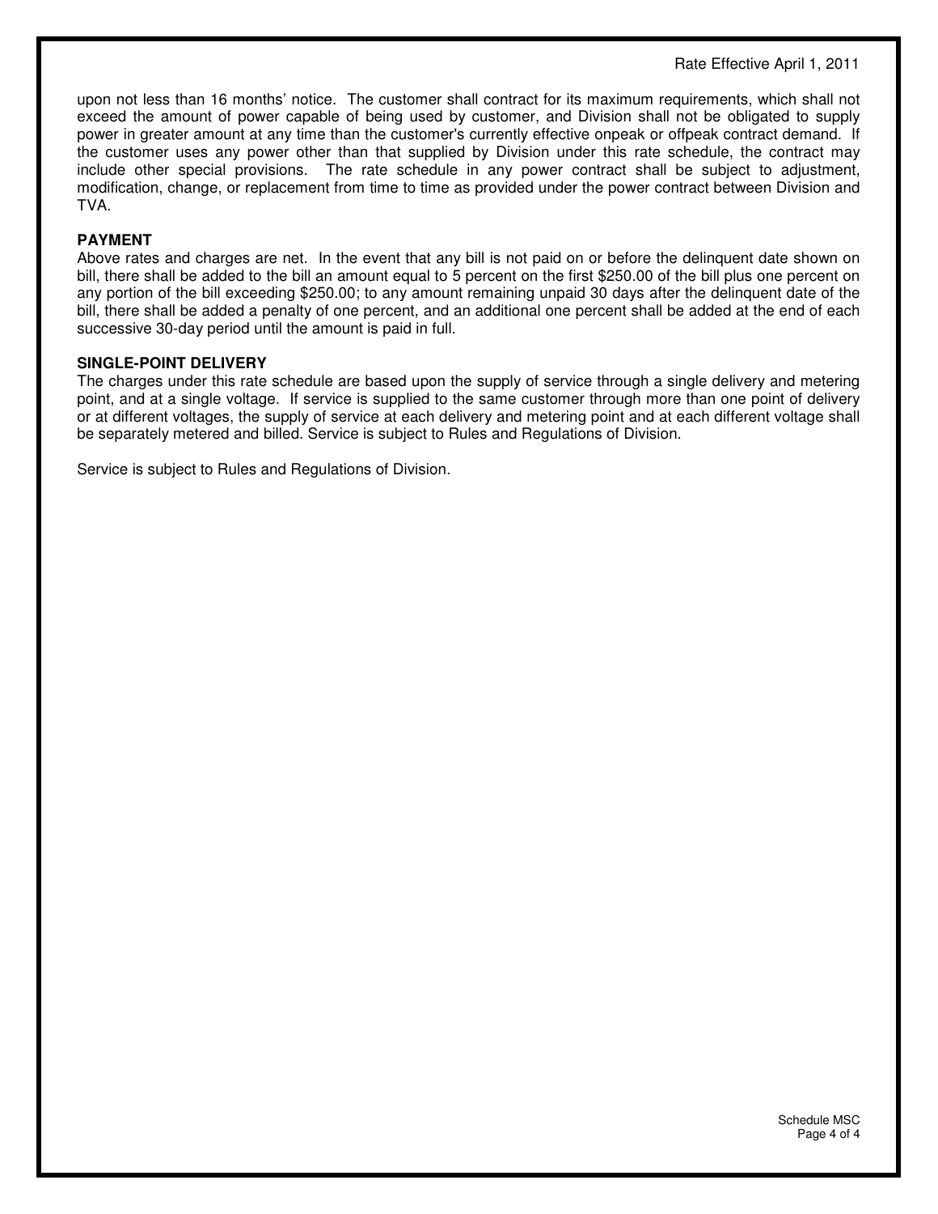upon not less than 16 months' notice. The customer shall contract for its maximum requirements, which shall not exceed the amount of power capable of being used by customer, and Division shall not be obligated to supply power in greater amount at any time than the customer's currently effective onpeak or offpeak contract demand. If the customer uses any power other than that supplied by Division under this rate schedule, the contract may include other special provisions. The rate schedule in any power contract shall be subject to adjustment, modification, change, or replacement from time to time as provided under the power contract between Division and TVA.

**PAYMENT**

Above rates and charges are net. In the event that any bill is not paid on or before the delinquent date shown on bill, there shall be added to the bill an amount equal to 5 percent on the first $250.00 of the bill plus one percent on any portion of the bill exceeding $250.00; to any amount remaining unpaid 30 days after the delinquent date of the bill, there shall be added a penalty of one percent, and an additional one percent shall be added at the end of each successive 30-day period until the amount is paid in full.

**SINGLE-POINT DELIVERY**

The charges under this rate schedule are based upon the supply of service through a single delivery and metering point, and at a single voltage. If service is supplied to the same customer through more than one point of delivery or at different voltages, the supply of service at each delivery and metering point and at each different voltage shall be separately metered and billed. Service is subject to Rules and Regulations of Division.

Service is subject to Rules and Regulations of Division.